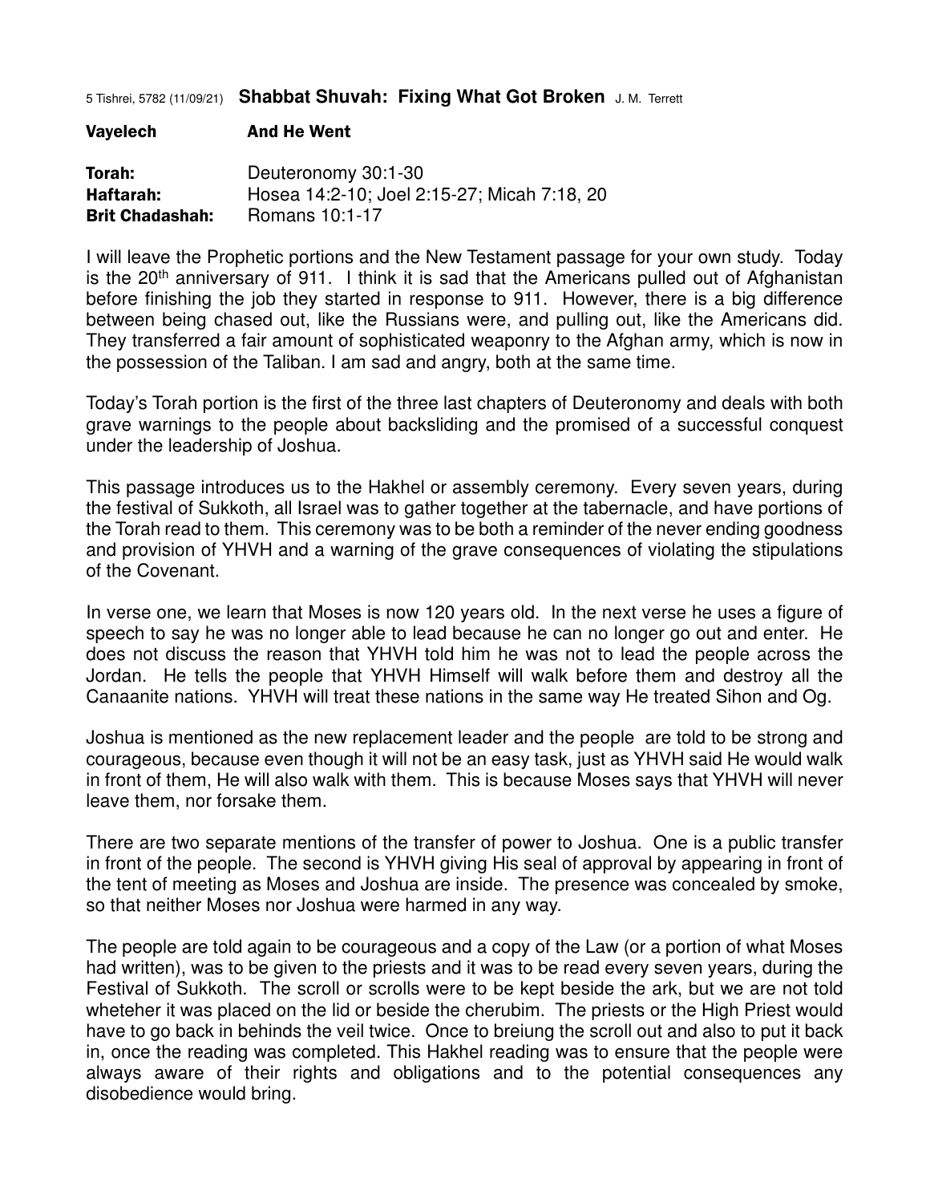5 Tishrei, 5782 (11/09/21) **Shabbat Shuvah: Fixing What Got Broken** J. M. Terrett

**Vayelech** **And He Went**

**Torah:** Deuteronomy 30:1-30
**Haftarah:** Hosea 14:2-10; Joel 2:15-27; Micah 7:18, 20
**Brit Chadashah:** Romans 10:1-17

I will leave the Prophetic portions and the New Testament passage for your own study. Today is the 20th anniversary of 911. I think it is sad that the Americans pulled out of Afghanistan before finishing the job they started in response to 911. However, there is a big difference between being chased out, like the Russians were, and pulling out, like the Americans did. They transferred a fair amount of sophisticated weaponry to the Afghan army, which is now in the possession of the Taliban. I am sad and angry, both at the same time.

Today's Torah portion is the first of the three last chapters of Deuteronomy and deals with both grave warnings to the people about backsliding and the promised of a successful conquest under the leadership of Joshua.

This passage introduces us to the Hakhel or assembly ceremony. Every seven years, during the festival of Sukkoth, all Israel was to gather together at the tabernacle, and have portions of the Torah read to them. This ceremony was to be both a reminder of the never ending goodness and provision of YHVH and a warning of the grave consequences of violating the stipulations of the Covenant.

In verse one, we learn that Moses is now 120 years old. In the next verse he uses a figure of speech to say he was no longer able to lead because he can no longer go out and enter. He does not discuss the reason that YHVH told him he was not to lead the people across the Jordan. He tells the people that YHVH Himself will walk before them and destroy all the Canaanite nations. YHVH will treat these nations in the same way He treated Sihon and Og.

Joshua is mentioned as the new replacement leader and the people are told to be strong and courageous, because even though it will not be an easy task, just as YHVH said He would walk in front of them, He will also walk with them. This is because Moses says that YHVH will never leave them, nor forsake them.

There are two separate mentions of the transfer of power to Joshua. One is a public transfer in front of the people. The second is YHVH giving His seal of approval by appearing in front of the tent of meeting as Moses and Joshua are inside. The presence was concealed by smoke, so that neither Moses nor Joshua were harmed in any way.

The people are told again to be courageous and a copy of the Law (or a portion of what Moses had written), was to be given to the priests and it was to be read every seven years, during the Festival of Sukkoth. The scroll or scrolls were to be kept beside the ark, but we are not told wheteher it was placed on the lid or beside the cherubim. The priests or the High Priest would have to go back in behinds the veil twice. Once to breiung the scroll out and also to put it back in, once the reading was completed. This Hakhel reading was to ensure that the people were always aware of their rights and obligations and to the potential consequences any disobedience would bring.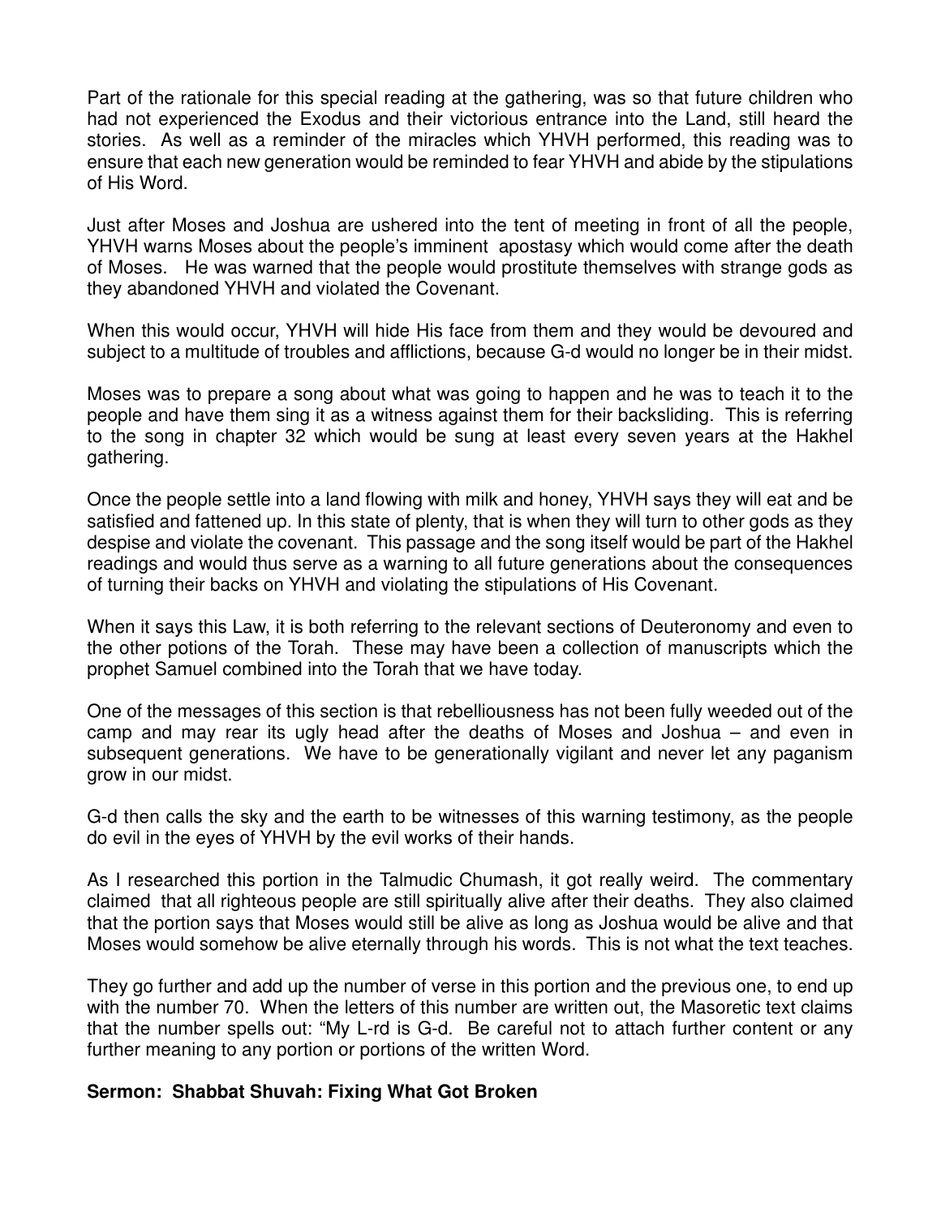Part of the rationale for this special reading at the gathering, was so that future children who had not experienced the Exodus and their victorious entrance into the Land, still heard the stories. As well as a reminder of the miracles which YHVH performed, this reading was to ensure that each new generation would be reminded to fear YHVH and abide by the stipulations of His Word.

Just after Moses and Joshua are ushered into the tent of meeting in front of all the people, YHVH warns Moses about the people's imminent apostasy which would come after the death of Moses. He was warned that the people would prostitute themselves with strange gods as they abandoned YHVH and violated the Covenant.

When this would occur, YHVH will hide His face from them and they would be devoured and subject to a multitude of troubles and afflictions, because G-d would no longer be in their midst.

Moses was to prepare a song about what was going to happen and he was to teach it to the people and have them sing it as a witness against them for their backsliding. This is referring to the song in chapter 32 which would be sung at least every seven years at the Hakhel gathering.

Once the people settle into a land flowing with milk and honey, YHVH says they will eat and be satisfied and fattened up. In this state of plenty, that is when they will turn to other gods as they despise and violate the covenant. This passage and the song itself would be part of the Hakhel readings and would thus serve as a warning to all future generations about the consequences of turning their backs on YHVH and violating the stipulations of His Covenant.

When it says this Law, it is both referring to the relevant sections of Deuteronomy and even to the other potions of the Torah. These may have been a collection of manuscripts which the prophet Samuel combined into the Torah that we have today.

One of the messages of this section is that rebelliousness has not been fully weeded out of the camp and may rear its ugly head after the deaths of Moses and Joshua – and even in subsequent generations. We have to be generationally vigilant and never let any paganism grow in our midst.

G-d then calls the sky and the earth to be witnesses of this warning testimony, as the people do evil in the eyes of YHVH by the evil works of their hands.

As I researched this portion in the Talmudic Chumash, it got really weird. The commentary claimed that all righteous people are still spiritually alive after their deaths. They also claimed that the portion says that Moses would still be alive as long as Joshua would be alive and that Moses would somehow be alive eternally through his words. This is not what the text teaches.

They go further and add up the number of verse in this portion and the previous one, to end up with the number 70. When the letters of this number are written out, the Masoretic text claims that the number spells out: "My L-rd is G-d. Be careful not to attach further content or any further meaning to any portion or portions of the written Word.

**Sermon: Shabbat Shuvah: Fixing What Got Broken**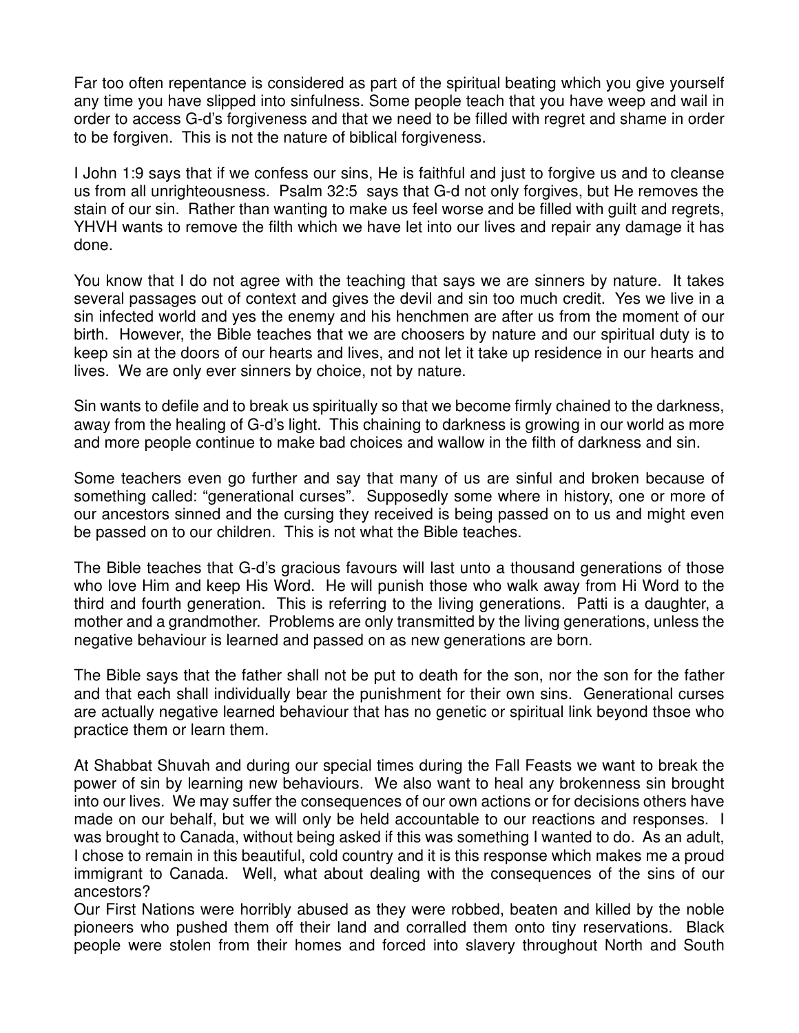Far too often repentance is considered as part of the spiritual beating which you give yourself any time you have slipped into sinfulness. Some people teach that you have weep and wail in order to access G-d's forgiveness and that we need to be filled with regret and shame in order to be forgiven. This is not the nature of biblical forgiveness.

I John 1:9 says that if we confess our sins, He is faithful and just to forgive us and to cleanse us from all unrighteousness. Psalm 32:5 says that G-d not only forgives, but He removes the stain of our sin. Rather than wanting to make us feel worse and be filled with guilt and regrets, YHVH wants to remove the filth which we have let into our lives and repair any damage it has done.

You know that I do not agree with the teaching that says we are sinners by nature. It takes several passages out of context and gives the devil and sin too much credit. Yes we live in a sin infected world and yes the enemy and his henchmen are after us from the moment of our birth. However, the Bible teaches that we are choosers by nature and our spiritual duty is to keep sin at the doors of our hearts and lives, and not let it take up residence in our hearts and lives. We are only ever sinners by choice, not by nature.

Sin wants to defile and to break us spiritually so that we become firmly chained to the darkness, away from the healing of G-d's light. This chaining to darkness is growing in our world as more and more people continue to make bad choices and wallow in the filth of darkness and sin.

Some teachers even go further and say that many of us are sinful and broken because of something called: "generational curses". Supposedly some where in history, one or more of our ancestors sinned and the cursing they received is being passed on to us and might even be passed on to our children. This is not what the Bible teaches.

The Bible teaches that G-d's gracious favours will last unto a thousand generations of those who love Him and keep His Word. He will punish those who walk away from Hi Word to the third and fourth generation. This is referring to the living generations. Patti is a daughter, a mother and a grandmother. Problems are only transmitted by the living generations, unless the negative behaviour is learned and passed on as new generations are born.

The Bible says that the father shall not be put to death for the son, nor the son for the father and that each shall individually bear the punishment for their own sins. Generational curses are actually negative learned behaviour that has no genetic or spiritual link beyond thsoe who practice them or learn them.

At Shabbat Shuvah and during our special times during the Fall Feasts we want to break the power of sin by learning new behaviours. We also want to heal any brokenness sin brought into our lives. We may suffer the consequences of our own actions or for decisions others have made on our behalf, but we will only be held accountable to our reactions and responses. I was brought to Canada, without being asked if this was something I wanted to do. As an adult, I chose to remain in this beautiful, cold country and it is this response which makes me a proud immigrant to Canada. Well, what about dealing with the consequences of the sins of our ancestors?

Our First Nations were horribly abused as they were robbed, beaten and killed by the noble pioneers who pushed them off their land and corralled them onto tiny reservations. Black people were stolen from their homes and forced into slavery throughout North and South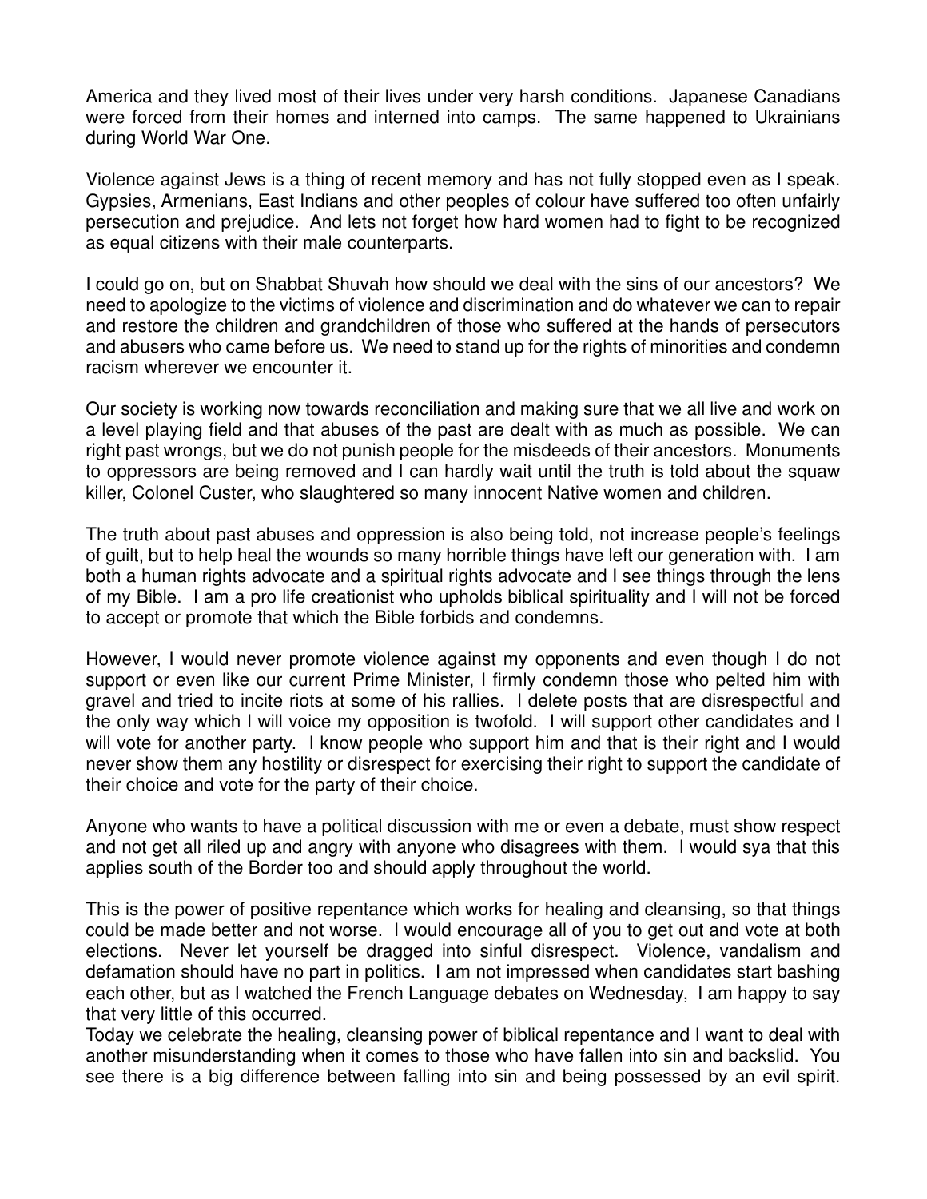America and they lived most of their lives under very harsh conditions. Japanese Canadians were forced from their homes and interned into camps. The same happened to Ukrainians during World War One.

Violence against Jews is a thing of recent memory and has not fully stopped even as I speak. Gypsies, Armenians, East Indians and other peoples of colour have suffered too often unfairly persecution and prejudice. And lets not forget how hard women had to fight to be recognized as equal citizens with their male counterparts.

I could go on, but on Shabbat Shuvah how should we deal with the sins of our ancestors? We need to apologize to the victims of violence and discrimination and do whatever we can to repair and restore the children and grandchildren of those who suffered at the hands of persecutors and abusers who came before us. We need to stand up for the rights of minorities and condemn racism wherever we encounter it.

Our society is working now towards reconciliation and making sure that we all live and work on a level playing field and that abuses of the past are dealt with as much as possible. We can right past wrongs, but we do not punish people for the misdeeds of their ancestors. Monuments to oppressors are being removed and I can hardly wait until the truth is told about the squaw killer, Colonel Custer, who slaughtered so many innocent Native women and children.

The truth about past abuses and oppression is also being told, not increase people's feelings of guilt, but to help heal the wounds so many horrible things have left our generation with. I am both a human rights advocate and a spiritual rights advocate and I see things through the lens of my Bible. I am a pro life creationist who upholds biblical spirituality and I will not be forced to accept or promote that which the Bible forbids and condemns.

However, I would never promote violence against my opponents and even though I do not support or even like our current Prime Minister, I firmly condemn those who pelted him with gravel and tried to incite riots at some of his rallies. I delete posts that are disrespectful and the only way which I will voice my opposition is twofold. I will support other candidates and I will vote for another party. I know people who support him and that is their right and I would never show them any hostility or disrespect for exercising their right to support the candidate of their choice and vote for the party of their choice.

Anyone who wants to have a political discussion with me or even a debate, must show respect and not get all riled up and angry with anyone who disagrees with them. I would sya that this applies south of the Border too and should apply throughout the world.

This is the power of positive repentance which works for healing and cleansing, so that things could be made better and not worse. I would encourage all of you to get out and vote at both elections. Never let yourself be dragged into sinful disrespect. Violence, vandalism and defamation should have no part in politics. I am not impressed when candidates start bashing each other, but as I watched the French Language debates on Wednesday, I am happy to say that very little of this occurred.

Today we celebrate the healing, cleansing power of biblical repentance and I want to deal with another misunderstanding when it comes to those who have fallen into sin and backslid. You see there is a big difference between falling into sin and being possessed by an evil spirit.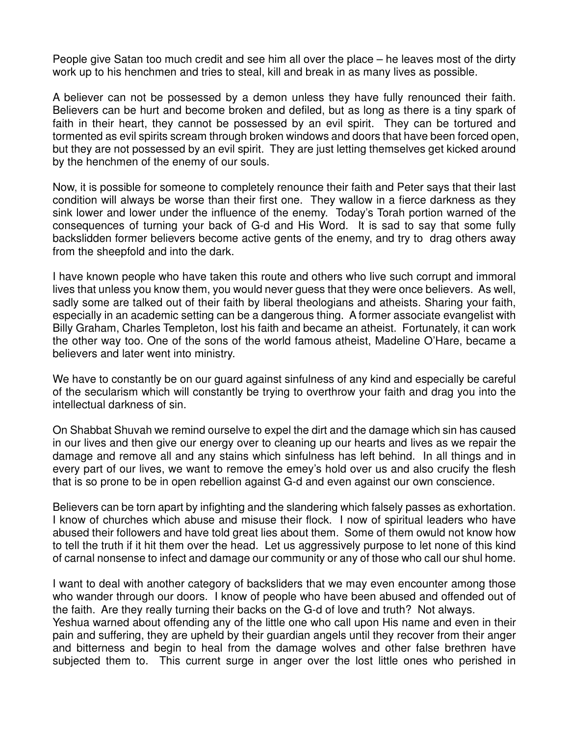People give Satan too much credit and see him all over the place – he leaves most of the dirty work up to his henchmen and tries to steal, kill and break in as many lives as possible.

A believer can not be possessed by a demon unless they have fully renounced their faith. Believers can be hurt and become broken and defiled, but as long as there is a tiny spark of faith in their heart, they cannot be possessed by an evil spirit. They can be tortured and tormented as evil spirits scream through broken windows and doors that have been forced open, but they are not possessed by an evil spirit. They are just letting themselves get kicked around by the henchmen of the enemy of our souls.

Now, it is possible for someone to completely renounce their faith and Peter says that their last condition will always be worse than their first one. They wallow in a fierce darkness as they sink lower and lower under the influence of the enemy. Today's Torah portion warned of the consequences of turning your back of G-d and His Word. It is sad to say that some fully backslidden former believers become active gents of the enemy, and try to drag others away from the sheepfold and into the dark.

I have known people who have taken this route and others who live such corrupt and immoral lives that unless you know them, you would never guess that they were once believers. As well, sadly some are talked out of their faith by liberal theologians and atheists. Sharing your faith, especially in an academic setting can be a dangerous thing. A former associate evangelist with Billy Graham, Charles Templeton, lost his faith and became an atheist. Fortunately, it can work the other way too. One of the sons of the world famous atheist, Madeline O'Hare, became a believers and later went into ministry.

We have to constantly be on our guard against sinfulness of any kind and especially be careful of the secularism which will constantly be trying to overthrow your faith and drag you into the intellectual darkness of sin.

On Shabbat Shuvah we remind ourselve to expel the dirt and the damage which sin has caused in our lives and then give our energy over to cleaning up our hearts and lives as we repair the damage and remove all and any stains which sinfulness has left behind. In all things and in every part of our lives, we want to remove the emey's hold over us and also crucify the flesh that is so prone to be in open rebellion against G-d and even against our own conscience.

Believers can be torn apart by infighting and the slandering which falsely passes as exhortation. I know of churches which abuse and misuse their flock. I now of spiritual leaders who have abused their followers and have told great lies about them. Some of them owuld not know how to tell the truth if it hit them over the head. Let us aggressively purpose to let none of this kind of carnal nonsense to infect and damage our community or any of those who call our shul home.

I want to deal with another category of backsliders that we may even encounter among those who wander through our doors. I know of people who have been abused and offended out of the faith. Are they really turning their backs on the G-d of love and truth? Not always.
Yeshua warned about offending any of the little one who call upon His name and even in their pain and suffering, they are upheld by their guardian angels until they recover from their anger and bitterness and begin to heal from the damage wolves and other false brethren have subjected them to. This current surge in anger over the lost little ones who perished in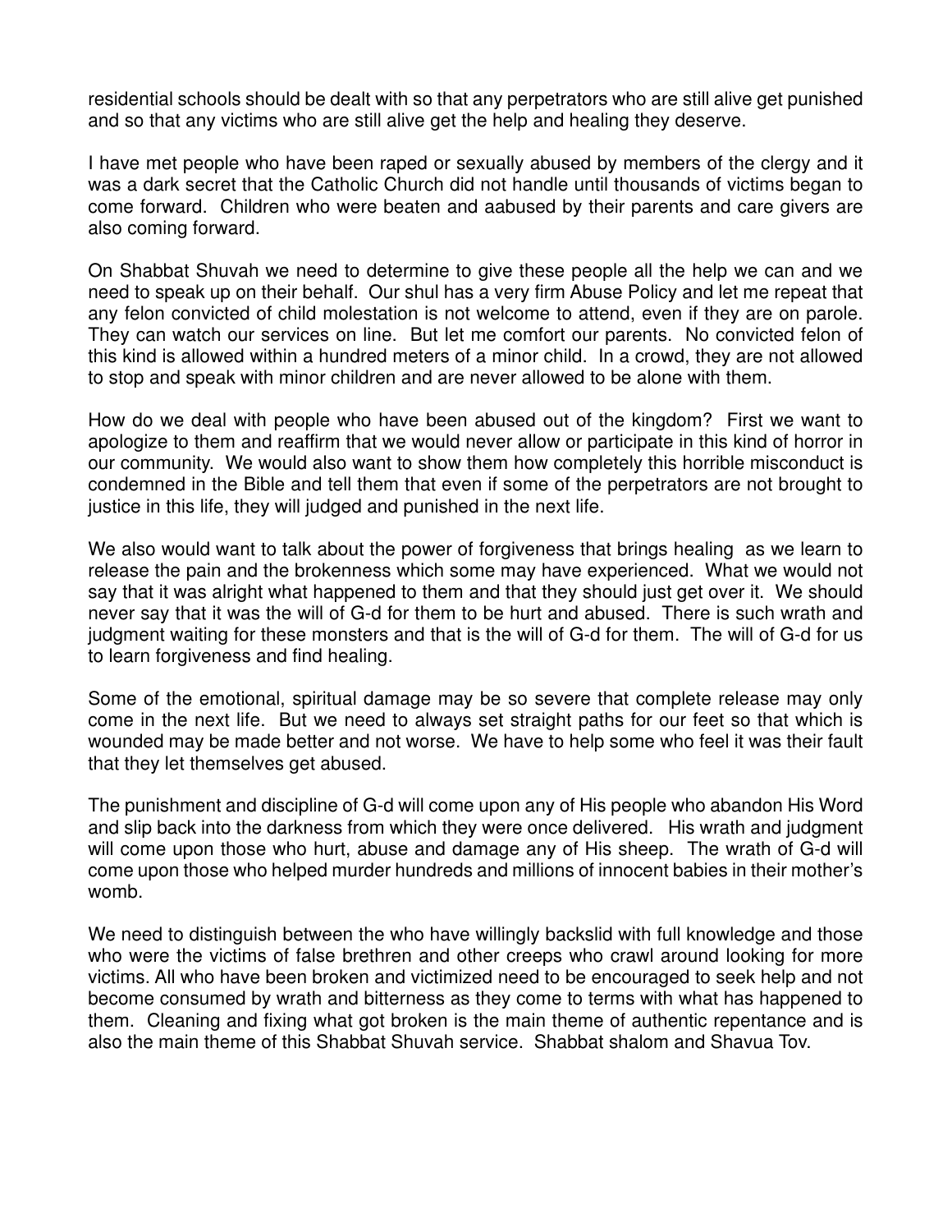residential schools should be dealt with so that any perpetrators who are still alive get punished and so that any victims who are still alive get the help and healing they deserve.

I have met people who have been raped or sexually abused by members of the clergy and it was a dark secret that the Catholic Church did not handle until thousands of victims began to come forward. Children who were beaten and aabused by their parents and care givers are also coming forward.

On Shabbat Shuvah we need to determine to give these people all the help we can and we need to speak up on their behalf. Our shul has a very firm Abuse Policy and let me repeat that any felon convicted of child molestation is not welcome to attend, even if they are on parole. They can watch our services on line. But let me comfort our parents. No convicted felon of this kind is allowed within a hundred meters of a minor child. In a crowd, they are not allowed to stop and speak with minor children and are never allowed to be alone with them.

How do we deal with people who have been abused out of the kingdom? First we want to apologize to them and reaffirm that we would never allow or participate in this kind of horror in our community. We would also want to show them how completely this horrible misconduct is condemned in the Bible and tell them that even if some of the perpetrators are not brought to justice in this life, they will judged and punished in the next life.

We also would want to talk about the power of forgiveness that brings healing as we learn to release the pain and the brokenness which some may have experienced. What we would not say that it was alright what happened to them and that they should just get over it. We should never say that it was the will of G-d for them to be hurt and abused. There is such wrath and judgment waiting for these monsters and that is the will of G-d for them. The will of G-d for us to learn forgiveness and find healing.

Some of the emotional, spiritual damage may be so severe that complete release may only come in the next life. But we need to always set straight paths for our feet so that which is wounded may be made better and not worse. We have to help some who feel it was their fault that they let themselves get abused.

The punishment and discipline of G-d will come upon any of His people who abandon His Word and slip back into the darkness from which they were once delivered. His wrath and judgment will come upon those who hurt, abuse and damage any of His sheep. The wrath of G-d will come upon those who helped murder hundreds and millions of innocent babies in their mother's womb.

We need to distinguish between the who have willingly backslid with full knowledge and those who were the victims of false brethren and other creeps who crawl around looking for more victims. All who have been broken and victimized need to be encouraged to seek help and not become consumed by wrath and bitterness as they come to terms with what has happened to them. Cleaning and fixing what got broken is the main theme of authentic repentance and is also the main theme of this Shabbat Shuvah service. Shabbat shalom and Shavua Tov.